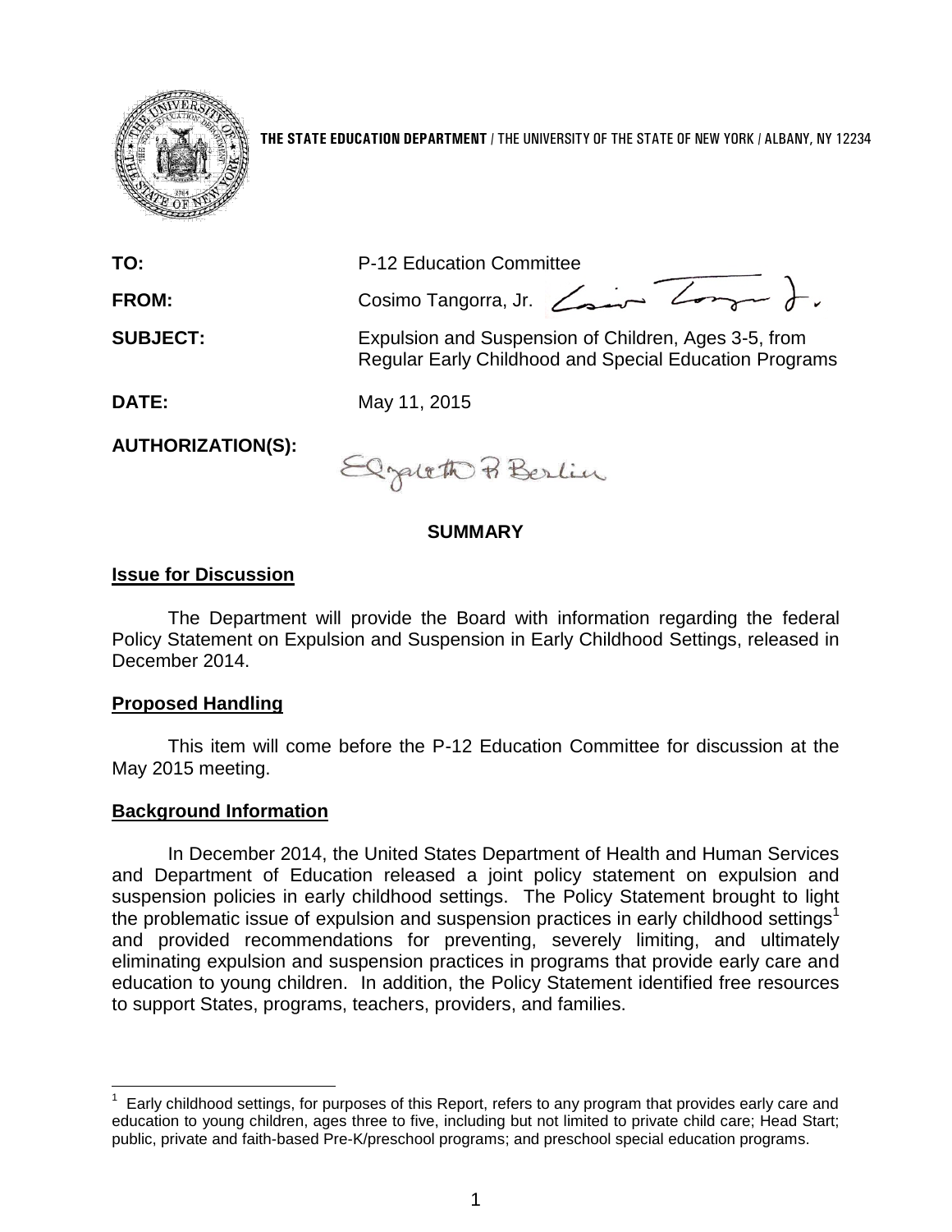**THE STATE EDUCATION DEPARTMENT** / THE UNIVERSITY OF THE STATE OF NEW YORK / ALBANY, NY 12234

**TO:** P-12 Education Committee

**FROM:** Cosimo Tangorra, Jr.

**SUBJECT:** Expulsion and Suspension of Children, Ages 3-5, from Regular Early Childhood and Special Education Programs

**DATE:** May 11, 2015

**AUTHORIZATION(S):**

## SUMMARY

### Issue for Discussion

The Department will provide the Board with information regarding the federal Policy Statement on Expulsion and Suspension in Early Childhood Settings, released in December 2014.

### Proposed Handling

This item will come before the P-12 Education Committee for discussion at the May 2015 meeting.

### Background Information

In December 2014, the United States Department of Health and Human Services and Department of Education released a joint policy statement on expulsion and suspension policies in early childhood settings. The Policy Statement brought to light the problematic issue of expulsion and suspension practices in early childhood settings[1] and provided recommendations for preventing, severely limiting, and ultimately eliminating expulsion and suspension practices in programs that provide early care and education to young children. In addition, the Policy Statement identified free resources to support States, programs, teachers, providers, and families.

---

[1] Early childhood settings, for purposes of this Report, refers to any program that provides early care and education to young children, ages three to five, including but not limited to private child care; Head Start; public, private and faith-based Pre-K/preschool programs; and preschool special education programs.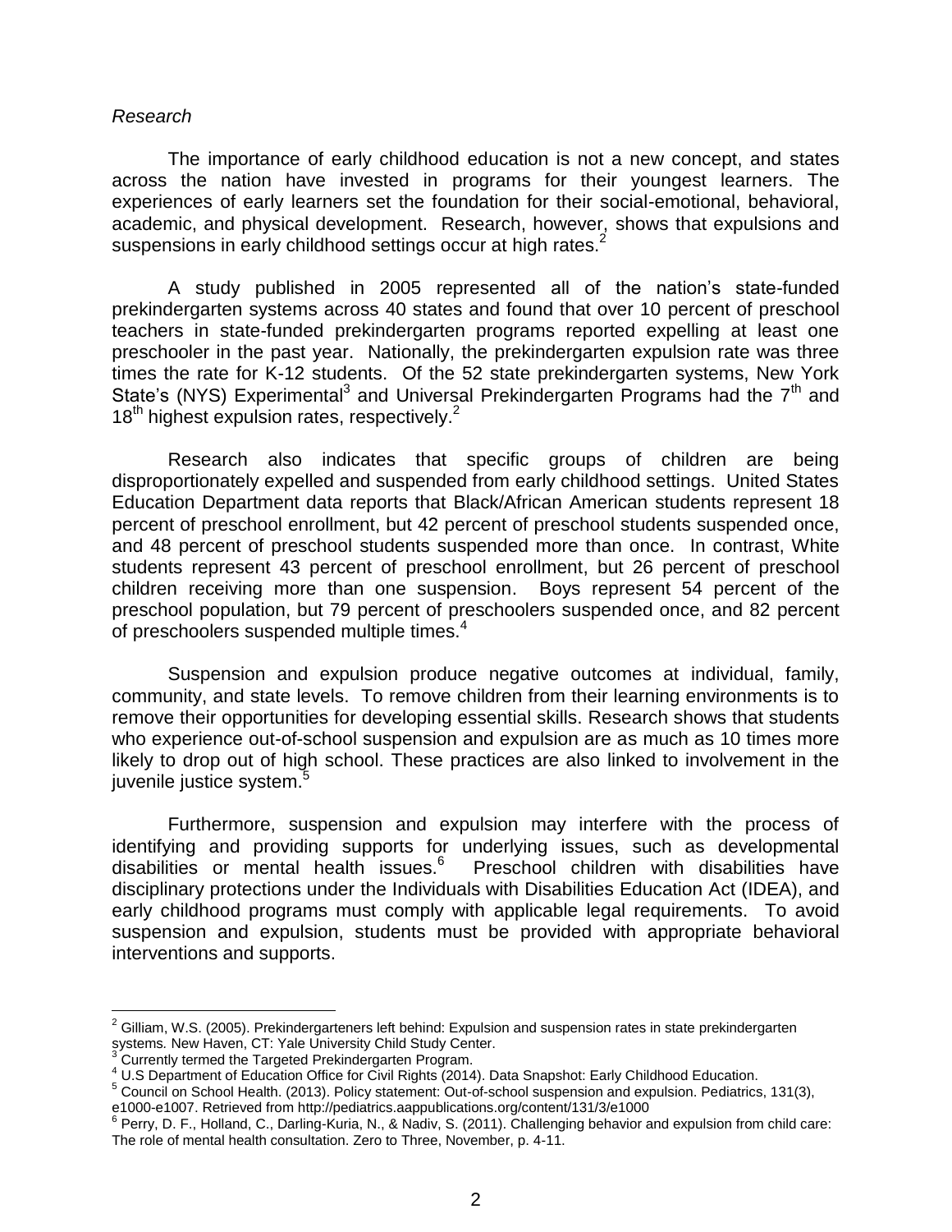*Research*

The importance of early childhood education is not a new concept, and states across the nation have invested in programs for their youngest learners. The experiences of early learners set the foundation for their social-emotional, behavioral, academic, and physical development. Research, however, shows that expulsions and suspensions in early childhood settings occur at high rates.[2]

A study published in 2005 represented all of the nation's state-funded prekindergarten systems across 40 states and found that over 10 percent of preschool teachers in state-funded prekindergarten programs reported expelling at least one preschooler in the past year. Nationally, the prekindergarten expulsion rate was three times the rate for K-12 students. Of the 52 state prekindergarten systems, New York State's (NYS) Experimental[3] and Universal Prekindergarten Programs had the 7th and 18th highest expulsion rates, respectively.[2]

Research also indicates that specific groups of children are being disproportionately expelled and suspended from early childhood settings. United States Education Department data reports that Black/African American students represent 18 percent of preschool enrollment, but 42 percent of preschool students suspended once, and 48 percent of preschool students suspended more than once. In contrast, White students represent 43 percent of preschool enrollment, but 26 percent of preschool children receiving more than one suspension. Boys represent 54 percent of the preschool population, but 79 percent of preschoolers suspended once, and 82 percent of preschoolers suspended multiple times.[4]

Suspension and expulsion produce negative outcomes at individual, family, community, and state levels. To remove children from their learning environments is to remove their opportunities for developing essential skills. Research shows that students who experience out-of-school suspension and expulsion are as much as 10 times more likely to drop out of high school. These practices are also linked to involvement in the juvenile justice system.[5]

Furthermore, suspension and expulsion may interfere with the process of identifying and providing supports for underlying issues, such as developmental disabilities or mental health issues.[6] Preschool children with disabilities have disciplinary protections under the Individuals with Disabilities Education Act (IDEA), and early childhood programs must comply with applicable legal requirements. To avoid suspension and expulsion, students must be provided with appropriate behavioral interventions and supports.

---

[2] Gilliam, W.S. (2005). Prekindergarteners left behind: Expulsion and suspension rates in state prekindergarten systems*.* New Haven, CT: Yale University Child Study Center.

[3] Currently termed the Targeted Prekindergarten Program.

[4] U.S Department of Education Office for Civil Rights (2014). Data Snapshot: Early Childhood Education.

[5] Council on School Health. (2013). Policy statement: Out-of-school suspension and expulsion. Pediatrics, 131(3), e1000-e1007. Retrieved from http://pediatrics.aappublications.org/content/131/3/e1000

[6] Perry, D. F., Holland, C., Darling-Kuria, N., & Nadiv, S. (2011). Challenging behavior and expulsion from child care: The role of mental health consultation. Zero to Three, November, p. 4-11.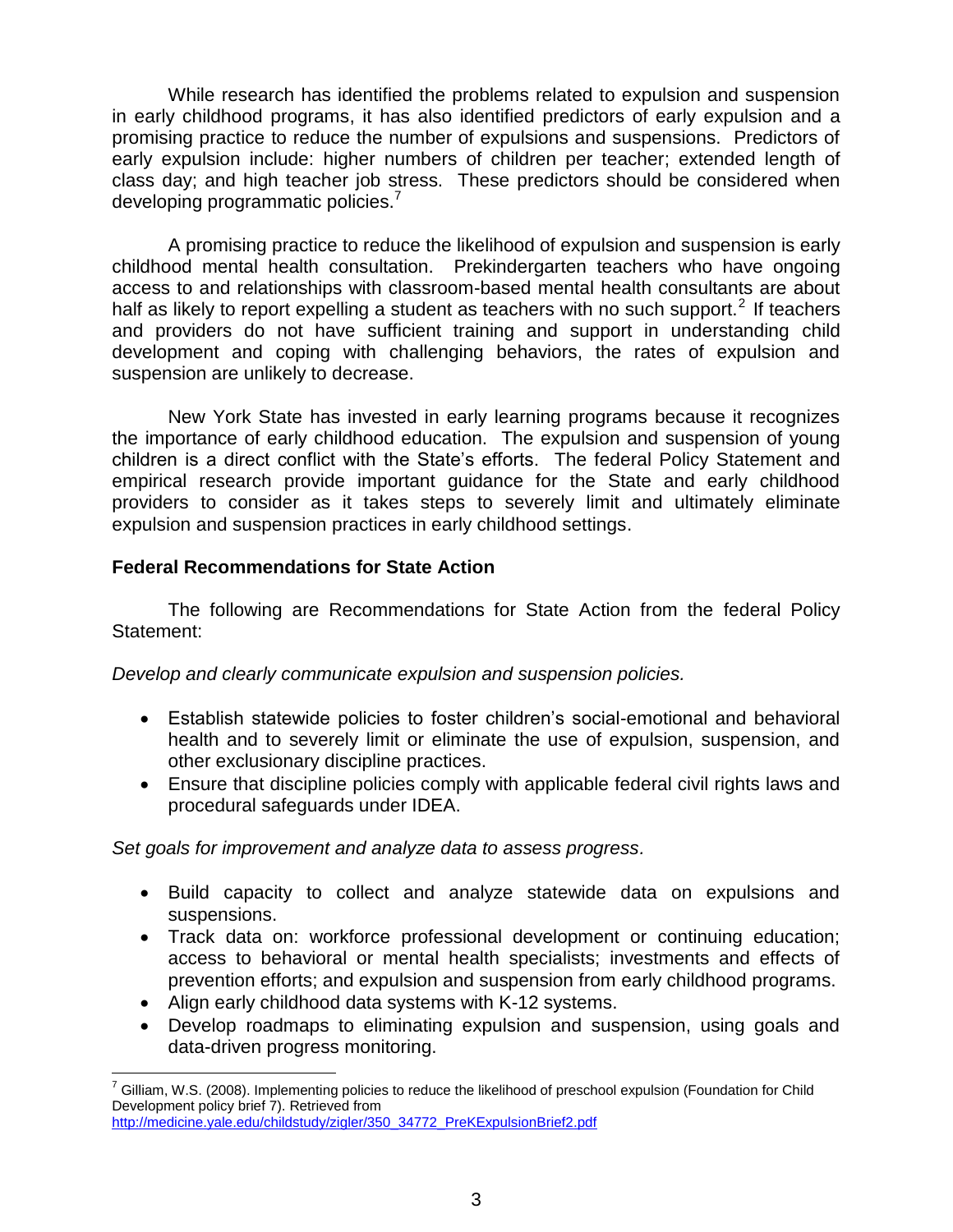While research has identified the problems related to expulsion and suspension in early childhood programs, it has also identified predictors of early expulsion and a promising practice to reduce the number of expulsions and suspensions. Predictors of early expulsion include: higher numbers of children per teacher; extended length of class day; and high teacher job stress. These predictors should be considered when developing programmatic policies.[7]

A promising practice to reduce the likelihood of expulsion and suspension is early childhood mental health consultation. Prekindergarten teachers who have ongoing access to and relationships with classroom-based mental health consultants are about half as likely to report expelling a student as teachers with no such support.[2] If teachers and providers do not have sufficient training and support in understanding child development and coping with challenging behaviors, the rates of expulsion and suspension are unlikely to decrease.

New York State has invested in early learning programs because it recognizes the importance of early childhood education. The expulsion and suspension of young children is a direct conflict with the State's efforts. The federal Policy Statement and empirical research provide important guidance for the State and early childhood providers to consider as it takes steps to severely limit and ultimately eliminate expulsion and suspension practices in early childhood settings.

**Federal Recommendations for State Action**

The following are Recommendations for State Action from the federal Policy Statement:

*Develop and clearly communicate expulsion and suspension policies.*

- Establish statewide policies to foster children's social-emotional and behavioral health and to severely limit or eliminate the use of expulsion, suspension, and other exclusionary discipline practices.
- Ensure that discipline policies comply with applicable federal civil rights laws and procedural safeguards under IDEA.

*Set goals for improvement and analyze data to assess progress.*

- Build capacity to collect and analyze statewide data on expulsions and suspensions.
- Track data on: workforce professional development or continuing education; access to behavioral or mental health specialists; investments and effects of prevention efforts; and expulsion and suspension from early childhood programs.
- Align early childhood data systems with K-12 systems.
- Develop roadmaps to eliminating expulsion and suspension, using goals and data-driven progress monitoring.

[7] Gilliam, W.S. (2008). Implementing policies to reduce the likelihood of preschool expulsion (Foundation for Child Development policy brief 7). Retrieved from http://medicine.yale.edu/childstudy/zigler/350_34772_PreKExpulsionBrief2.pdf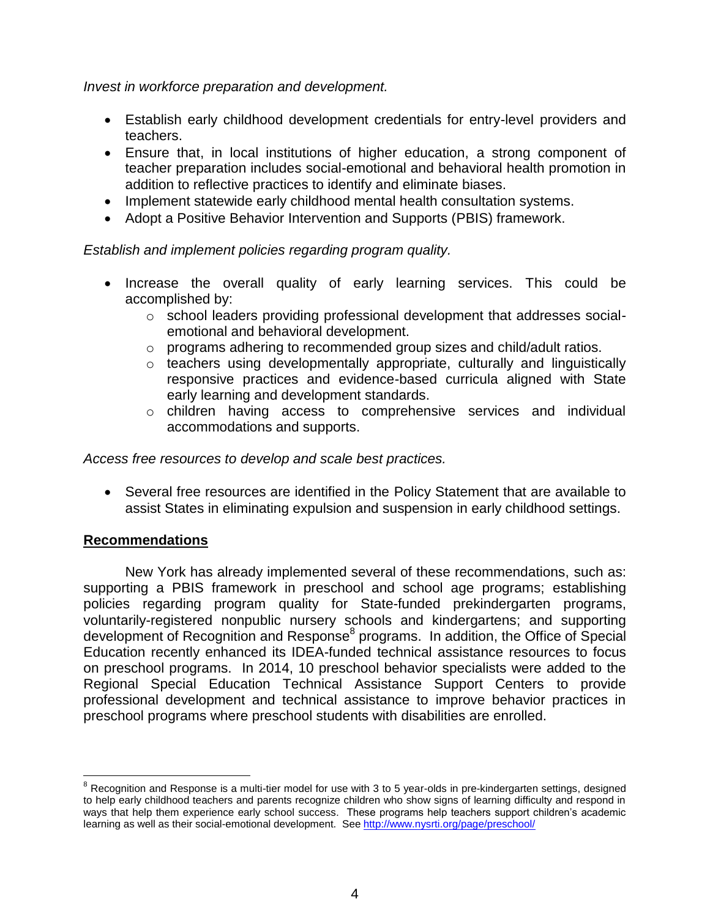*Invest in workforce preparation and development.*

- Establish early childhood development credentials for entry-level providers and teachers.
- Ensure that, in local institutions of higher education, a strong component of teacher preparation includes social-emotional and behavioral health promotion in addition to reflective practices to identify and eliminate biases.
- Implement statewide early childhood mental health consultation systems.
- Adopt a Positive Behavior Intervention and Supports (PBIS) framework.

*Establish and implement policies regarding program quality.*

- Increase the overall quality of early learning services. This could be accomplished by:
  - school leaders providing professional development that addresses social-emotional and behavioral development.
  - programs adhering to recommended group sizes and child/adult ratios.
  - teachers using developmentally appropriate, culturally and linguistically responsive practices and evidence-based curricula aligned with State early learning and development standards.
  - children having access to comprehensive services and individual accommodations and supports.

*Access free resources to develop and scale best practices.*

- Several free resources are identified in the Policy Statement that are available to assist States in eliminating expulsion and suspension in early childhood settings.

**Recommendations**

New York has already implemented several of these recommendations, such as: supporting a PBIS framework in preschool and school age programs; establishing policies regarding program quality for State-funded prekindergarten programs, voluntarily-registered nonpublic nursery schools and kindergartens; and supporting development of Recognition and Response[8] programs. In addition, the Office of Special Education recently enhanced its IDEA-funded technical assistance resources to focus on preschool programs. In 2014, 10 preschool behavior specialists were added to the Regional Special Education Technical Assistance Support Centers to provide professional development and technical assistance to improve behavior practices in preschool programs where preschool students with disabilities are enrolled.

[8] Recognition and Response is a multi-tier model for use with 3 to 5 year-olds in pre-kindergarten settings, designed to help early childhood teachers and parents recognize children who show signs of learning difficulty and respond in ways that help them experience early school success. These programs help teachers support children's academic learning as well as their social-emotional development. See http://www.nysrti.org/page/preschool/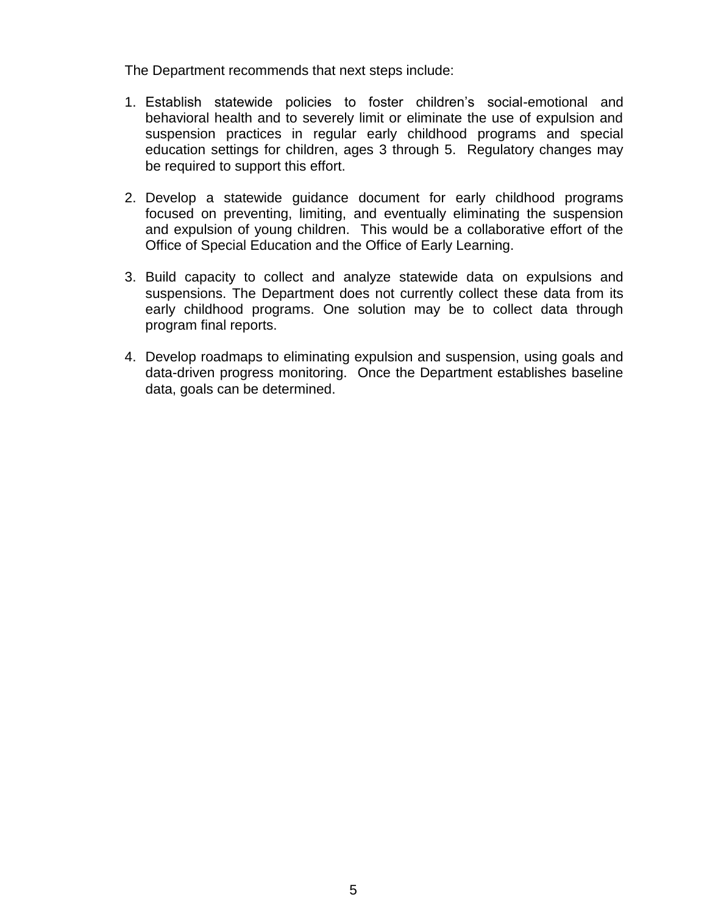The Department recommends that next steps include:

1. Establish statewide policies to foster children's social-emotional and behavioral health and to severely limit or eliminate the use of expulsion and suspension practices in regular early childhood programs and special education settings for children, ages 3 through 5. Regulatory changes may be required to support this effort.

2. Develop a statewide guidance document for early childhood programs focused on preventing, limiting, and eventually eliminating the suspension and expulsion of young children. This would be a collaborative effort of the Office of Special Education and the Office of Early Learning.

3. Build capacity to collect and analyze statewide data on expulsions and suspensions. The Department does not currently collect these data from its early childhood programs. One solution may be to collect data through program final reports.

4. Develop roadmaps to eliminating expulsion and suspension, using goals and data-driven progress monitoring. Once the Department establishes baseline data, goals can be determined.